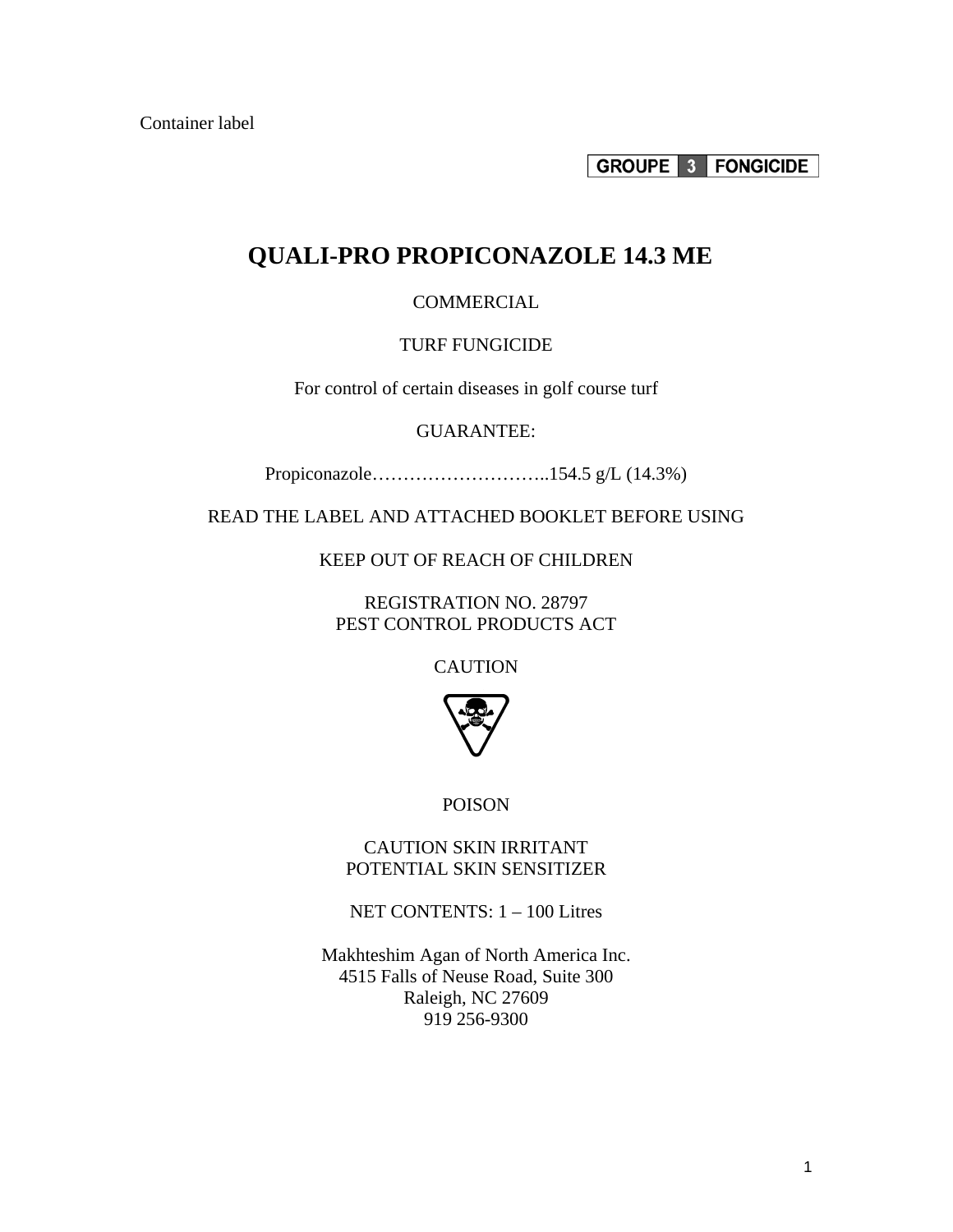Container label

GROUPE 3 FONGICIDE

# QUALI-PRO PROPICONAZOLE 14.3 ME

COMMERCIAL

TURF FUNGICIDE

For control of certain diseases in golf course turf

GUARANTEE:

Propiconazole………………………..154.5 g/L (14.3%)

READ THE LABEL AND ATTACHED BOOKLET BEFORE USING

KEEP OUT OF REACH OF CHILDREN

REGISTRATION NO. 28797
PEST CONTROL PRODUCTS ACT

CAUTION

POISON

CAUTION SKIN IRRITANT
POTENTIAL SKIN SENSITIZER

NET CONTENTS: 1 – 100 Litres

Makhteshim Agan of North America Inc.
4515 Falls of Neuse Road, Suite 300
Raleigh, NC 27609
919 256-9300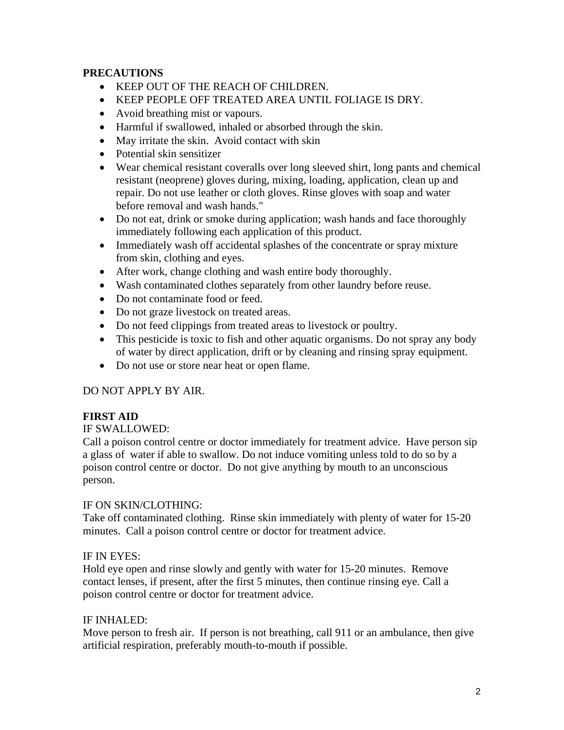**PRECAUTIONS**

- KEEP OUT OF THE REACH OF CHILDREN.
- KEEP PEOPLE OFF TREATED AREA UNTIL FOLIAGE IS DRY.
- Avoid breathing mist or vapours.
- Harmful if swallowed, inhaled or absorbed through the skin.
- May irritate the skin. Avoid contact with skin
- Potential skin sensitizer
- Wear chemical resistant coveralls over long sleeved shirt, long pants and chemical resistant (neoprene) gloves during, mixing, loading, application, clean up and repair. Do not use leather or cloth gloves. Rinse gloves with soap and water before removal and wash hands."
- Do not eat, drink or smoke during application; wash hands and face thoroughly immediately following each application of this product.
- Immediately wash off accidental splashes of the concentrate or spray mixture from skin, clothing and eyes.
- After work, change clothing and wash entire body thoroughly.
- Wash contaminated clothes separately from other laundry before reuse.
- Do not contaminate food or feed.
- Do not graze livestock on treated areas.
- Do not feed clippings from treated areas to livestock or poultry.
- This pesticide is toxic to fish and other aquatic organisms. Do not spray any body of water by direct application, drift or by cleaning and rinsing spray equipment.
- Do not use or store near heat or open flame.

DO NOT APPLY BY AIR.

**FIRST AID**

IF SWALLOWED:
Call a poison control centre or doctor immediately for treatment advice. Have person sip a glass of water if able to swallow. Do not induce vomiting unless told to do so by a poison control centre or doctor. Do not give anything by mouth to an unconscious person.

IF ON SKIN/CLOTHING:
Take off contaminated clothing. Rinse skin immediately with plenty of water for 15-20 minutes. Call a poison control centre or doctor for treatment advice.

IF IN EYES:
Hold eye open and rinse slowly and gently with water for 15-20 minutes. Remove contact lenses, if present, after the first 5 minutes, then continue rinsing eye. Call a poison control centre or doctor for treatment advice.

IF INHALED:
Move person to fresh air. If person is not breathing, call 911 or an ambulance, then give artificial respiration, preferably mouth-to-mouth if possible.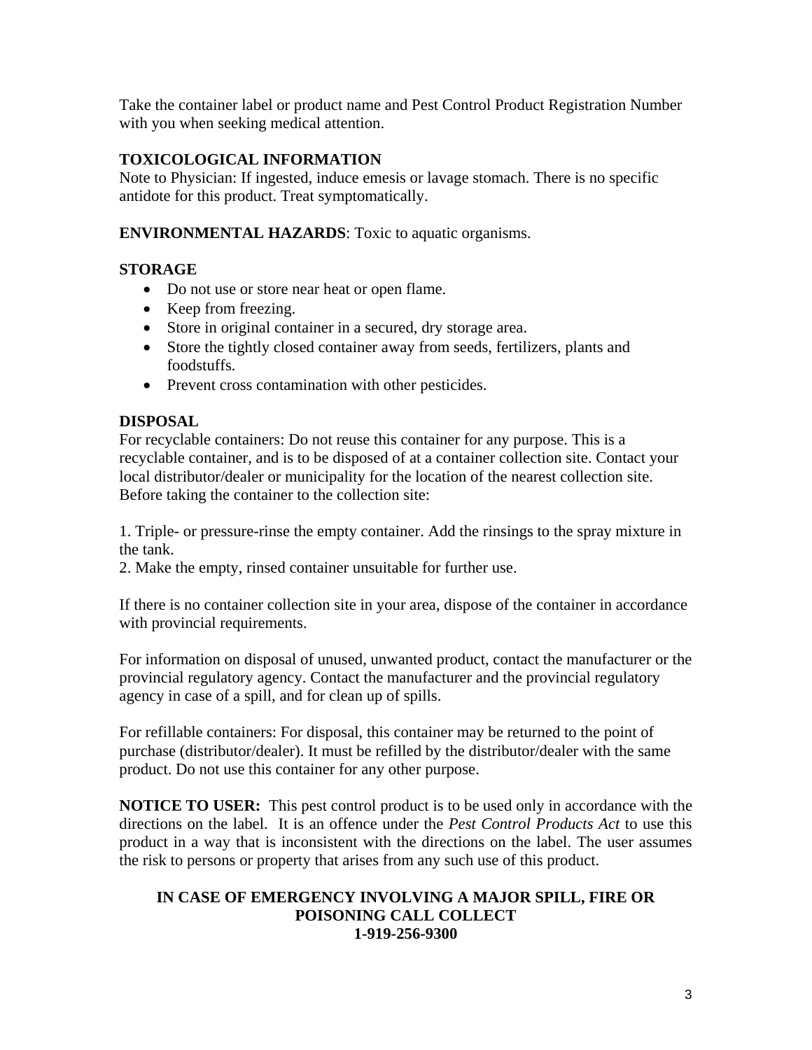Take the container label or product name and Pest Control Product Registration Number with you when seeking medical attention.

**TOXICOLOGICAL INFORMATION**
Note to Physician: If ingested, induce emesis or lavage stomach. There is no specific antidote for this product. Treat symptomatically.

**ENVIRONMENTAL HAZARDS**: Toxic to aquatic organisms.

**STORAGE**

- Do not use or store near heat or open flame.
- Keep from freezing.
- Store in original container in a secured, dry storage area.
- Store the tightly closed container away from seeds, fertilizers, plants and foodstuffs.
- Prevent cross contamination with other pesticides.

**DISPOSAL**
For recyclable containers: Do not reuse this container for any purpose. This is a recyclable container, and is to be disposed of at a container collection site. Contact your local distributor/dealer or municipality for the location of the nearest collection site. Before taking the container to the collection site:

1. Triple- or pressure-rinse the empty container. Add the rinsings to the spray mixture in the tank.
2. Make the empty, rinsed container unsuitable for further use.

If there is no container collection site in your area, dispose of the container in accordance with provincial requirements.

For information on disposal of unused, unwanted product, contact the manufacturer or the provincial regulatory agency. Contact the manufacturer and the provincial regulatory agency in case of a spill, and for clean up of spills.

For refillable containers: For disposal, this container may be returned to the point of purchase (distributor/dealer). It must be refilled by the distributor/dealer with the same product. Do not use this container for any other purpose.

**NOTICE TO USER:** This pest control product is to be used only in accordance with the directions on the label. It is an offence under the *Pest Control Products Act* to use this product in a way that is inconsistent with the directions on the label. The user assumes the risk to persons or property that arises from any such use of this product.

**IN CASE OF EMERGENCY INVOLVING A MAJOR SPILL, FIRE OR POISONING CALL COLLECT**
**1-919-256-9300**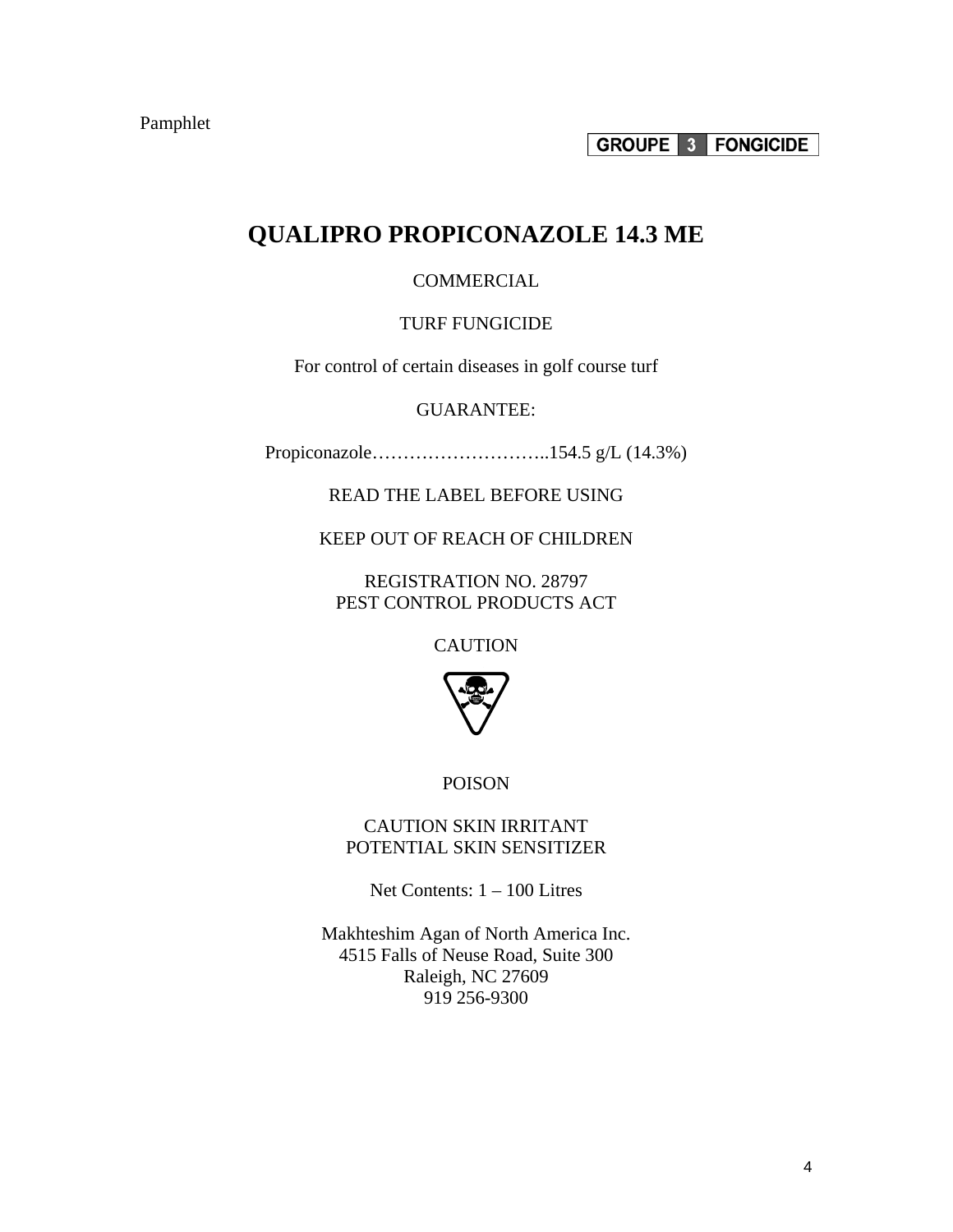Pamphlet

GROUPE 3 FONGICIDE

# QUALIPRO PROPICONAZOLE 14.3 ME

COMMERCIAL

TURF FUNGICIDE

For control of certain diseases in golf course turf

GUARANTEE:

Propiconazole………………………..154.5 g/L (14.3%)

READ THE LABEL BEFORE USING

KEEP OUT OF REACH OF CHILDREN

REGISTRATION NO. 28797
PEST CONTROL PRODUCTS ACT

CAUTION

POISON

CAUTION SKIN IRRITANT
POTENTIAL SKIN SENSITIZER

Net Contents: 1 – 100 Litres

Makhteshim Agan of North America Inc.
4515 Falls of Neuse Road, Suite 300
Raleigh, NC 27609
919 256-9300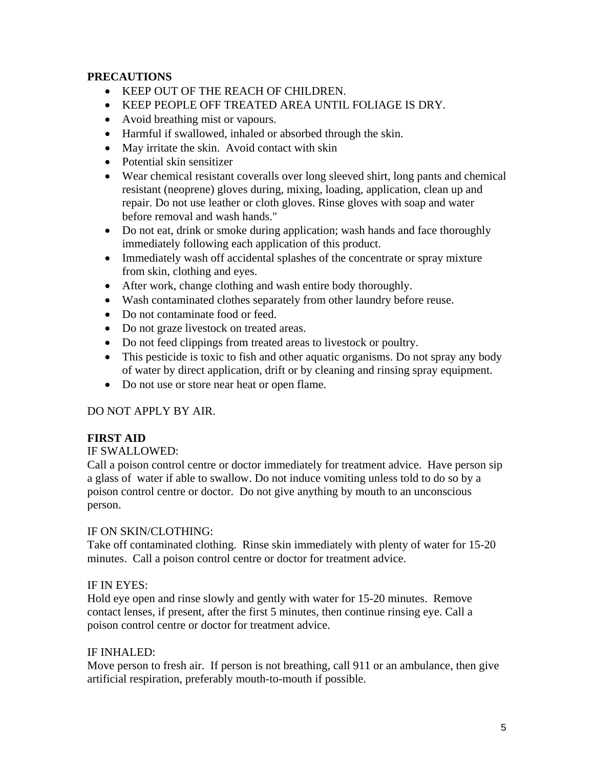**PRECAUTIONS**

- KEEP OUT OF THE REACH OF CHILDREN.
- KEEP PEOPLE OFF TREATED AREA UNTIL FOLIAGE IS DRY.
- Avoid breathing mist or vapours.
- Harmful if swallowed, inhaled or absorbed through the skin.
- May irritate the skin. Avoid contact with skin
- Potential skin sensitizer
- Wear chemical resistant coveralls over long sleeved shirt, long pants and chemical resistant (neoprene) gloves during, mixing, loading, application, clean up and repair. Do not use leather or cloth gloves. Rinse gloves with soap and water before removal and wash hands."
- Do not eat, drink or smoke during application; wash hands and face thoroughly immediately following each application of this product.
- Immediately wash off accidental splashes of the concentrate or spray mixture from skin, clothing and eyes.
- After work, change clothing and wash entire body thoroughly.
- Wash contaminated clothes separately from other laundry before reuse.
- Do not contaminate food or feed.
- Do not graze livestock on treated areas.
- Do not feed clippings from treated areas to livestock or poultry.
- This pesticide is toxic to fish and other aquatic organisms. Do not spray any body of water by direct application, drift or by cleaning and rinsing spray equipment.
- Do not use or store near heat or open flame.

DO NOT APPLY BY AIR.

**FIRST AID**

IF SWALLOWED:
Call a poison control centre or doctor immediately for treatment advice. Have person sip a glass of water if able to swallow. Do not induce vomiting unless told to do so by a poison control centre or doctor. Do not give anything by mouth to an unconscious person.

IF ON SKIN/CLOTHING:
Take off contaminated clothing. Rinse skin immediately with plenty of water for 15-20 minutes. Call a poison control centre or doctor for treatment advice.

IF IN EYES:
Hold eye open and rinse slowly and gently with water for 15-20 minutes. Remove contact lenses, if present, after the first 5 minutes, then continue rinsing eye. Call a poison control centre or doctor for treatment advice.

IF INHALED:
Move person to fresh air. If person is not breathing, call 911 or an ambulance, then give artificial respiration, preferably mouth-to-mouth if possible.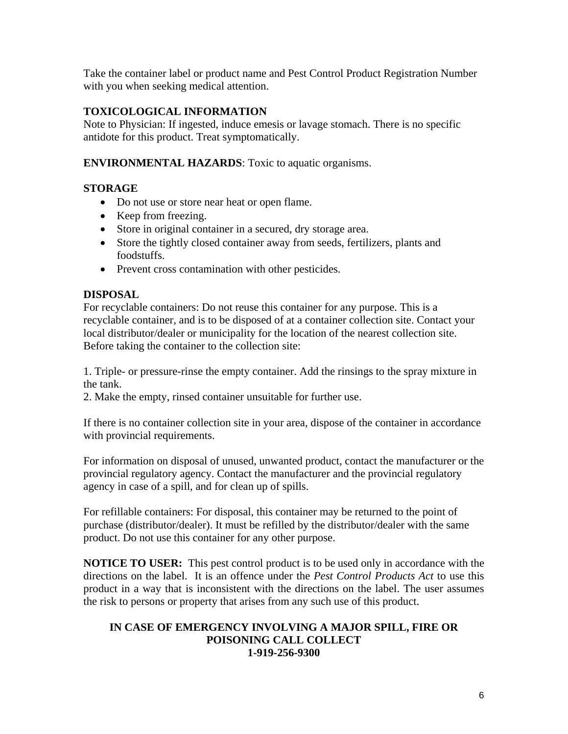Take the container label or product name and Pest Control Product Registration Number with you when seeking medical attention.

**TOXICOLOGICAL INFORMATION**

Note to Physician: If ingested, induce emesis or lavage stomach. There is no specific antidote for this product. Treat symptomatically.

**ENVIRONMENTAL HAZARDS**: Toxic to aquatic organisms.

**STORAGE**

- Do not use or store near heat or open flame.
- Keep from freezing.
- Store in original container in a secured, dry storage area.
- Store the tightly closed container away from seeds, fertilizers, plants and foodstuffs.
- Prevent cross contamination with other pesticides.

**DISPOSAL**

For recyclable containers: Do not reuse this container for any purpose. This is a recyclable container, and is to be disposed of at a container collection site. Contact your local distributor/dealer or municipality for the location of the nearest collection site. Before taking the container to the collection site:

1. Triple- or pressure-rinse the empty container. Add the rinsings to the spray mixture in the tank.
2. Make the empty, rinsed container unsuitable for further use.

If there is no container collection site in your area, dispose of the container in accordance with provincial requirements.

For information on disposal of unused, unwanted product, contact the manufacturer or the provincial regulatory agency. Contact the manufacturer and the provincial regulatory agency in case of a spill, and for clean up of spills.

For refillable containers: For disposal, this container may be returned to the point of purchase (distributor/dealer). It must be refilled by the distributor/dealer with the same product. Do not use this container for any other purpose.

**NOTICE TO USER:** This pest control product is to be used only in accordance with the directions on the label. It is an offence under the *Pest Control Products Act* to use this product in a way that is inconsistent with the directions on the label. The user assumes the risk to persons or property that arises from any such use of this product.

**IN CASE OF EMERGENCY INVOLVING A MAJOR SPILL, FIRE OR POISONING CALL COLLECT**
**1-919-256-9300**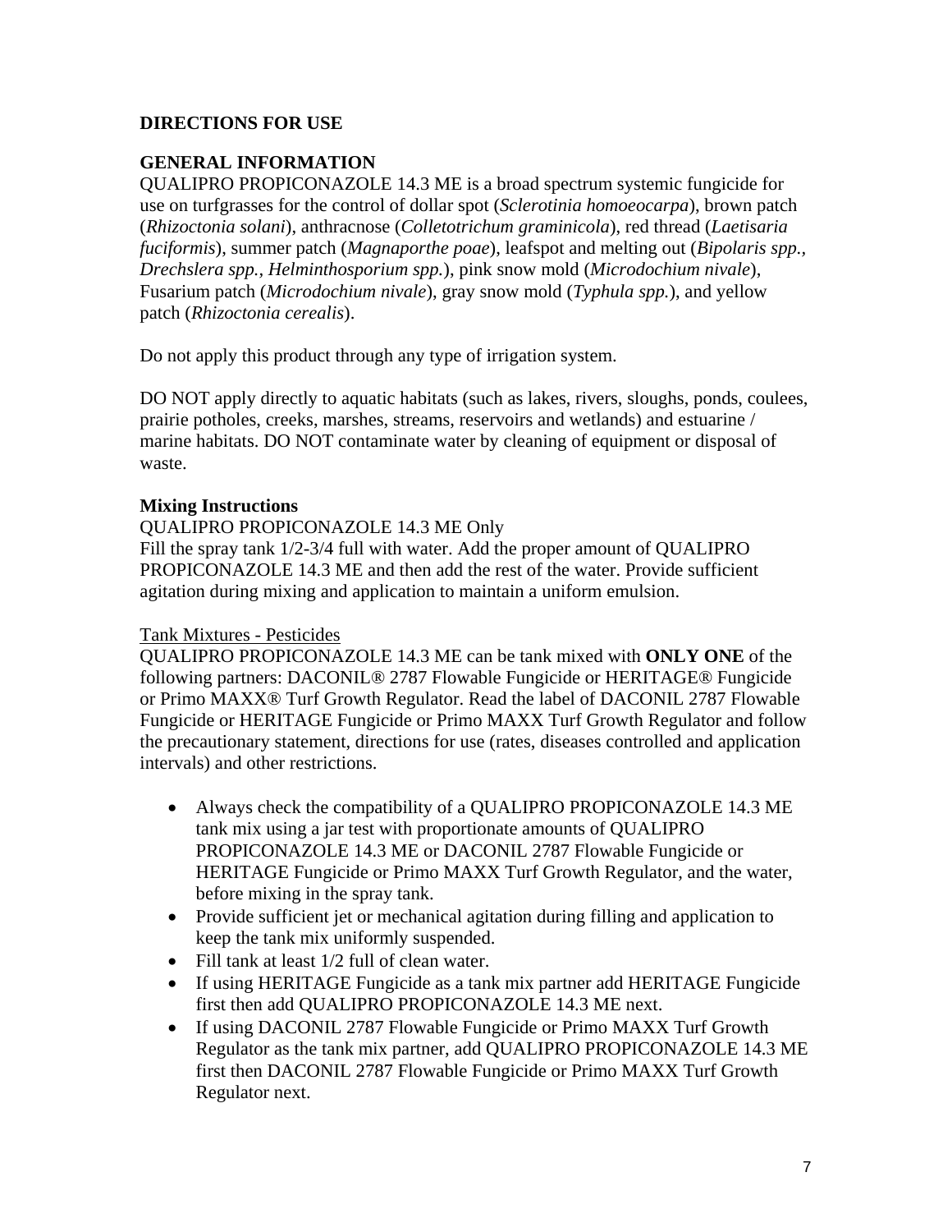## DIRECTIONS FOR USE

## GENERAL INFORMATION

QUALIPRO PROPICONAZOLE 14.3 ME is a broad spectrum systemic fungicide for use on turfgrasses for the control of dollar spot (*Sclerotinia homoeocarpa*), brown patch (*Rhizoctonia solani*), anthracnose (*Colletotrichum graminicola*), red thread (*Laetisaria fuciformis*), summer patch (*Magnaporthe poae*), leafspot and melting out (*Bipolaris spp., Drechslera spp., Helminthosporium spp.*), pink snow mold (*Microdochium nivale*), Fusarium patch (*Microdochium nivale*), gray snow mold (*Typhula spp.*), and yellow patch (*Rhizoctonia cerealis*).

Do not apply this product through any type of irrigation system.

DO NOT apply directly to aquatic habitats (such as lakes, rivers, sloughs, ponds, coulees, prairie potholes, creeks, marshes, streams, reservoirs and wetlands) and estuarine / marine habitats. DO NOT contaminate water by cleaning of equipment or disposal of waste.

### Mixing Instructions

QUALIPRO PROPICONAZOLE 14.3 ME Only

Fill the spray tank 1/2-3/4 full with water. Add the proper amount of QUALIPRO PROPICONAZOLE 14.3 ME and then add the rest of the water. Provide sufficient agitation during mixing and application to maintain a uniform emulsion.

<u>Tank Mixtures - Pesticides</u>

QUALIPRO PROPICONAZOLE 14.3 ME can be tank mixed with **ONLY ONE** of the following partners: DACONIL® 2787 Flowable Fungicide or HERITAGE® Fungicide or Primo MAXX® Turf Growth Regulator. Read the label of DACONIL 2787 Flowable Fungicide or HERITAGE Fungicide or Primo MAXX Turf Growth Regulator and follow the precautionary statement, directions for use (rates, diseases controlled and application intervals) and other restrictions.

- Always check the compatibility of a QUALIPRO PROPICONAZOLE 14.3 ME tank mix using a jar test with proportionate amounts of QUALIPRO PROPICONAZOLE 14.3 ME or DACONIL 2787 Flowable Fungicide or HERITAGE Fungicide or Primo MAXX Turf Growth Regulator, and the water, before mixing in the spray tank.
- Provide sufficient jet or mechanical agitation during filling and application to keep the tank mix uniformly suspended.
- Fill tank at least 1/2 full of clean water.
- If using HERITAGE Fungicide as a tank mix partner add HERITAGE Fungicide first then add QUALIPRO PROPICONAZOLE 14.3 ME next.
- If using DACONIL 2787 Flowable Fungicide or Primo MAXX Turf Growth Regulator as the tank mix partner, add QUALIPRO PROPICONAZOLE 14.3 ME first then DACONIL 2787 Flowable Fungicide or Primo MAXX Turf Growth Regulator next.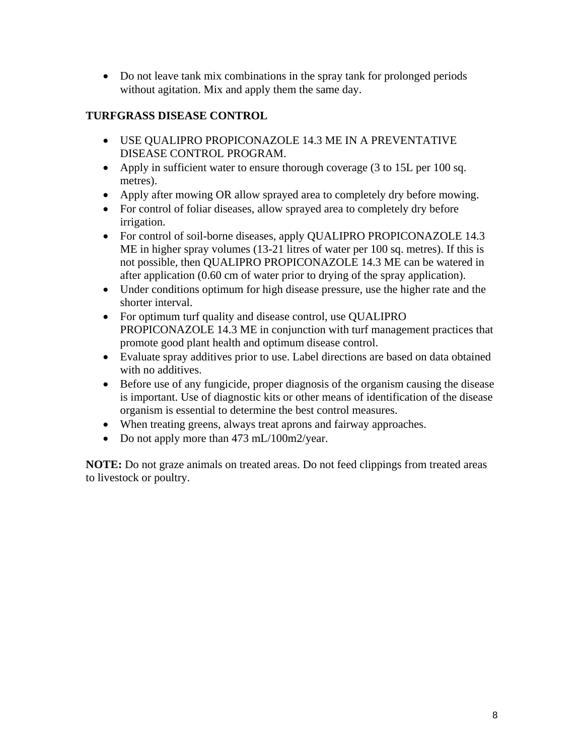- Do not leave tank mix combinations in the spray tank for prolonged periods without agitation. Mix and apply them the same day.

**TURFGRASS DISEASE CONTROL**

- USE QUALIPRO PROPICONAZOLE 14.3 ME IN A PREVENTATIVE DISEASE CONTROL PROGRAM.
- Apply in sufficient water to ensure thorough coverage (3 to 15L per 100 sq. metres).
- Apply after mowing OR allow sprayed area to completely dry before mowing.
- For control of foliar diseases, allow sprayed area to completely dry before irrigation.
- For control of soil-borne diseases, apply QUALIPRO PROPICONAZOLE 14.3 ME in higher spray volumes (13-21 litres of water per 100 sq. metres). If this is not possible, then QUALIPRO PROPICONAZOLE 14.3 ME can be watered in after application (0.60 cm of water prior to drying of the spray application).
- Under conditions optimum for high disease pressure, use the higher rate and the shorter interval.
- For optimum turf quality and disease control, use QUALIPRO PROPICONAZOLE 14.3 ME in conjunction with turf management practices that promote good plant health and optimum disease control.
- Evaluate spray additives prior to use. Label directions are based on data obtained with no additives.
- Before use of any fungicide, proper diagnosis of the organism causing the disease is important. Use of diagnostic kits or other means of identification of the disease organism is essential to determine the best control measures.
- When treating greens, always treat aprons and fairway approaches.
- Do not apply more than 473 mL/100m2/year.

**NOTE:** Do not graze animals on treated areas. Do not feed clippings from treated areas to livestock or poultry.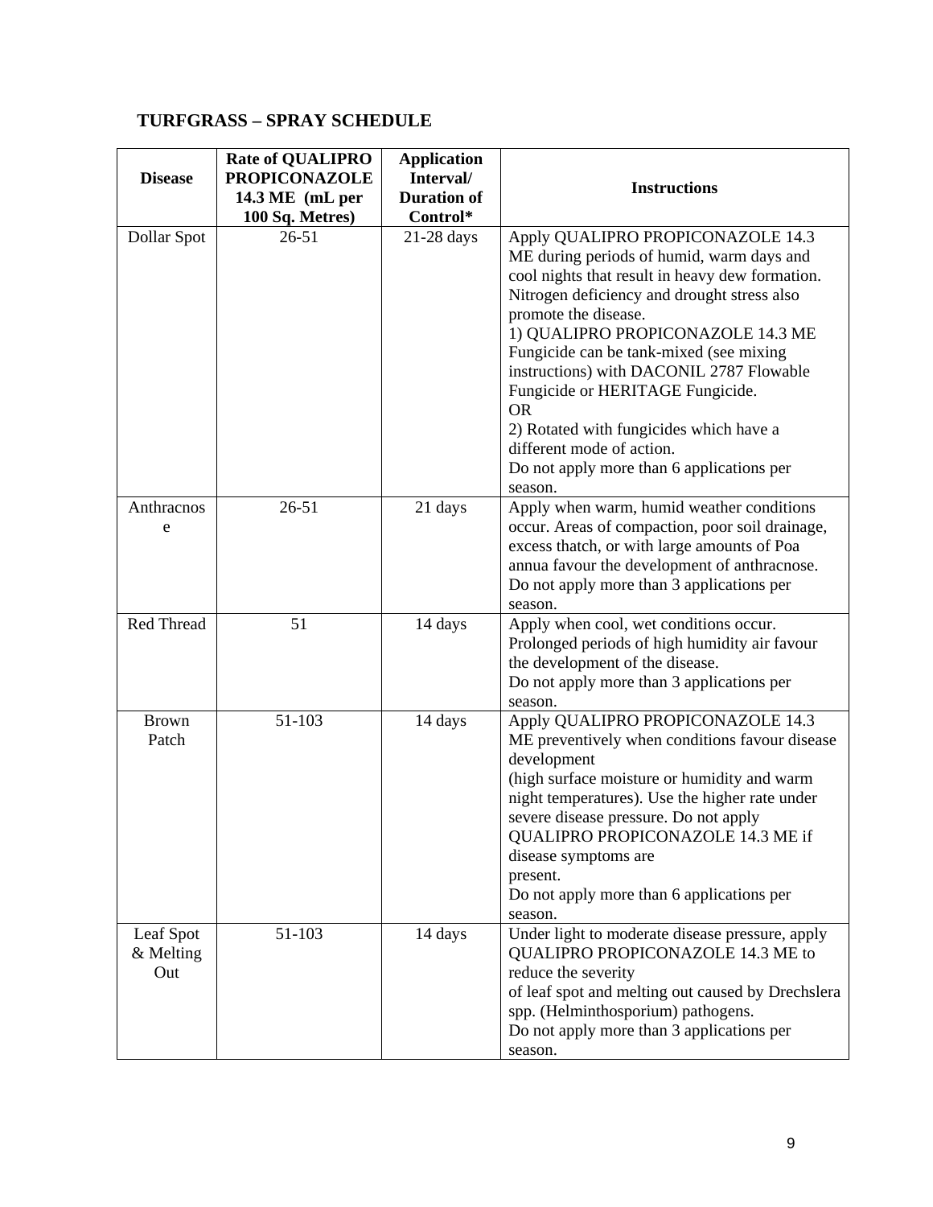**TURFGRASS – SPRAY SCHEDULE**

| Disease | Rate of QUALIPRO PROPICONAZOLE 14.3 ME (mL per 100 Sq. Metres) | Application Interval/ Duration of Control* | Instructions |
|---|---|---|---|
| Dollar Spot | 26-51 | 21-28 days | Apply QUALIPRO PROPICONAZOLE 14.3 ME during periods of humid, warm days and cool nights that result in heavy dew formation. Nitrogen deficiency and drought stress also promote the disease.<br>1) QUALIPRO PROPICONAZOLE 14.3 ME Fungicide can be tank-mixed (see mixing instructions) with DACONIL 2787 Flowable Fungicide or HERITAGE Fungicide.<br>OR<br>2) Rotated with fungicides which have a different mode of action.<br>Do not apply more than 6 applications per season. |
| Anthracnose | 26-51 | 21 days | Apply when warm, humid weather conditions occur. Areas of compaction, poor soil drainage, excess thatch, or with large amounts of Poa annua favour the development of anthracnose.<br>Do not apply more than 3 applications per season. |
| Red Thread | 51 | 14 days | Apply when cool, wet conditions occur. Prolonged periods of high humidity air favour the development of the disease.<br>Do not apply more than 3 applications per season. |
| Brown Patch | 51-103 | 14 days | Apply QUALIPRO PROPICONAZOLE 14.3 ME preventively when conditions favour disease development (high surface moisture or humidity and warm night temperatures). Use the higher rate under severe disease pressure. Do not apply QUALIPRO PROPICONAZOLE 14.3 ME if disease symptoms are present.<br>Do not apply more than 6 applications per season. |
| Leaf Spot & Melting Out | 51-103 | 14 days | Under light to moderate disease pressure, apply QUALIPRO PROPICONAZOLE 14.3 ME to reduce the severity of leaf spot and melting out caused by Drechslera spp. (Helminthosporium) pathogens.<br>Do not apply more than 3 applications per season. |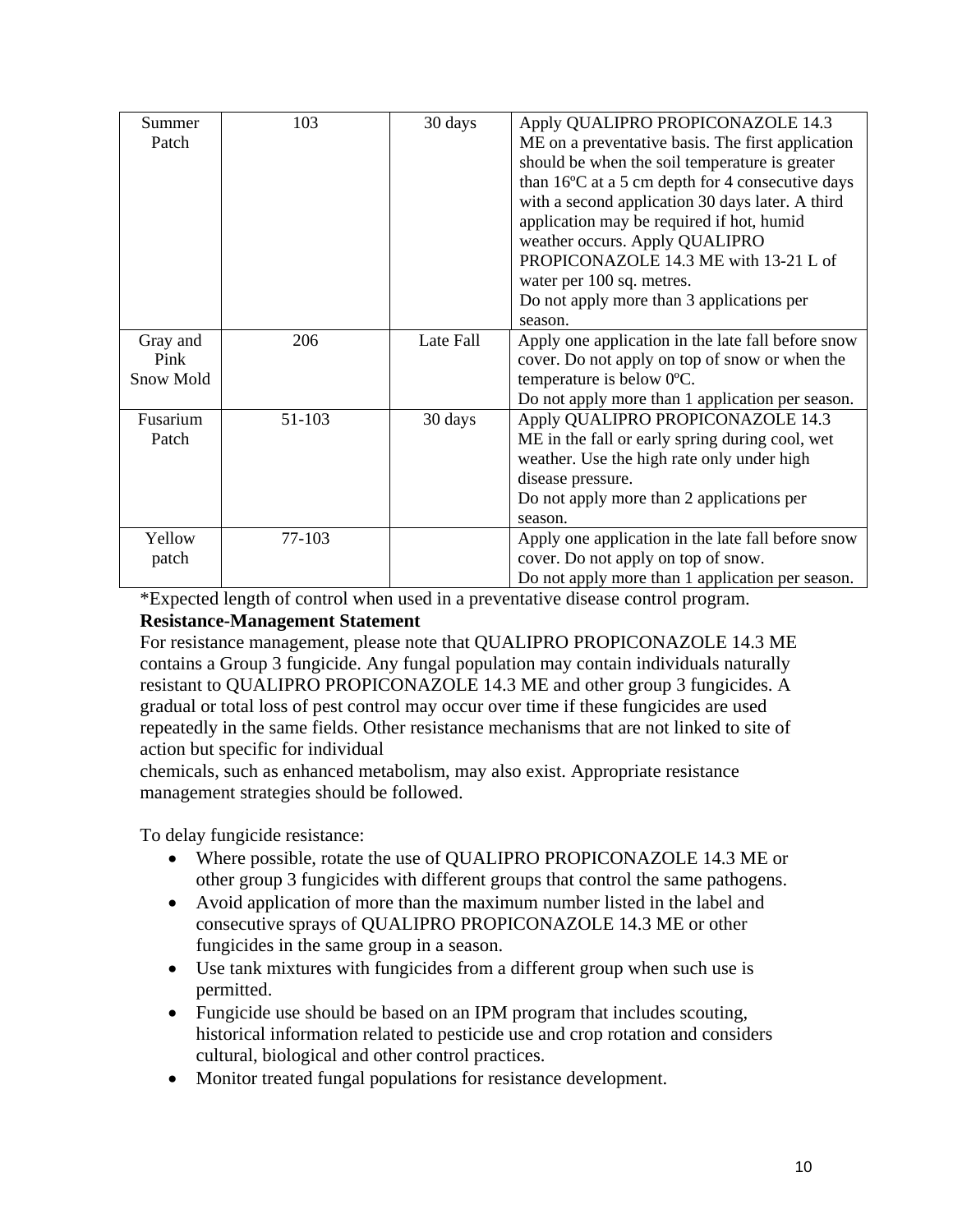| | | | |
|---|---|---|---|
| Summer Patch | 103 | 30 days | Apply QUALIPRO PROPICONAZOLE 14.3 ME on a preventative basis. The first application should be when the soil temperature is greater than 16ºC at a 5 cm depth for 4 consecutive days with a second application 30 days later. A third application may be required if hot, humid weather occurs. Apply QUALIPRO PROPICONAZOLE 14.3 ME with 13-21 L of water per 100 sq. metres. Do not apply more than 3 applications per season. |
| Gray and Pink Snow Mold | 206 | Late Fall | Apply one application in the late fall before snow cover. Do not apply on top of snow or when the temperature is below 0ºC. Do not apply more than 1 application per season. |
| Fusarium Patch | 51-103 | 30 days | Apply QUALIPRO PROPICONAZOLE 14.3 ME in the fall or early spring during cool, wet weather. Use the high rate only under high disease pressure. Do not apply more than 2 applications per season. |
| Yellow patch | 77-103 | | Apply one application in the late fall before snow cover. Do not apply on top of snow. Do not apply more than 1 application per season. |

*Expected length of control when used in a preventative disease control program.

**Resistance-Management Statement**

For resistance management, please note that QUALIPRO PROPICONAZOLE 14.3 ME contains a Group 3 fungicide. Any fungal population may contain individuals naturally resistant to QUALIPRO PROPICONAZOLE 14.3 ME and other group 3 fungicides. A gradual or total loss of pest control may occur over time if these fungicides are used repeatedly in the same fields. Other resistance mechanisms that are not linked to site of action but specific for individual chemicals, such as enhanced metabolism, may also exist. Appropriate resistance management strategies should be followed.

To delay fungicide resistance:

- Where possible, rotate the use of QUALIPRO PROPICONAZOLE 14.3 ME or other group 3 fungicides with different groups that control the same pathogens.
- Avoid application of more than the maximum number listed in the label and consecutive sprays of QUALIPRO PROPICONAZOLE 14.3 ME or other fungicides in the same group in a season.
- Use tank mixtures with fungicides from a different group when such use is permitted.
- Fungicide use should be based on an IPM program that includes scouting, historical information related to pesticide use and crop rotation and considers cultural, biological and other control practices.
- Monitor treated fungal populations for resistance development.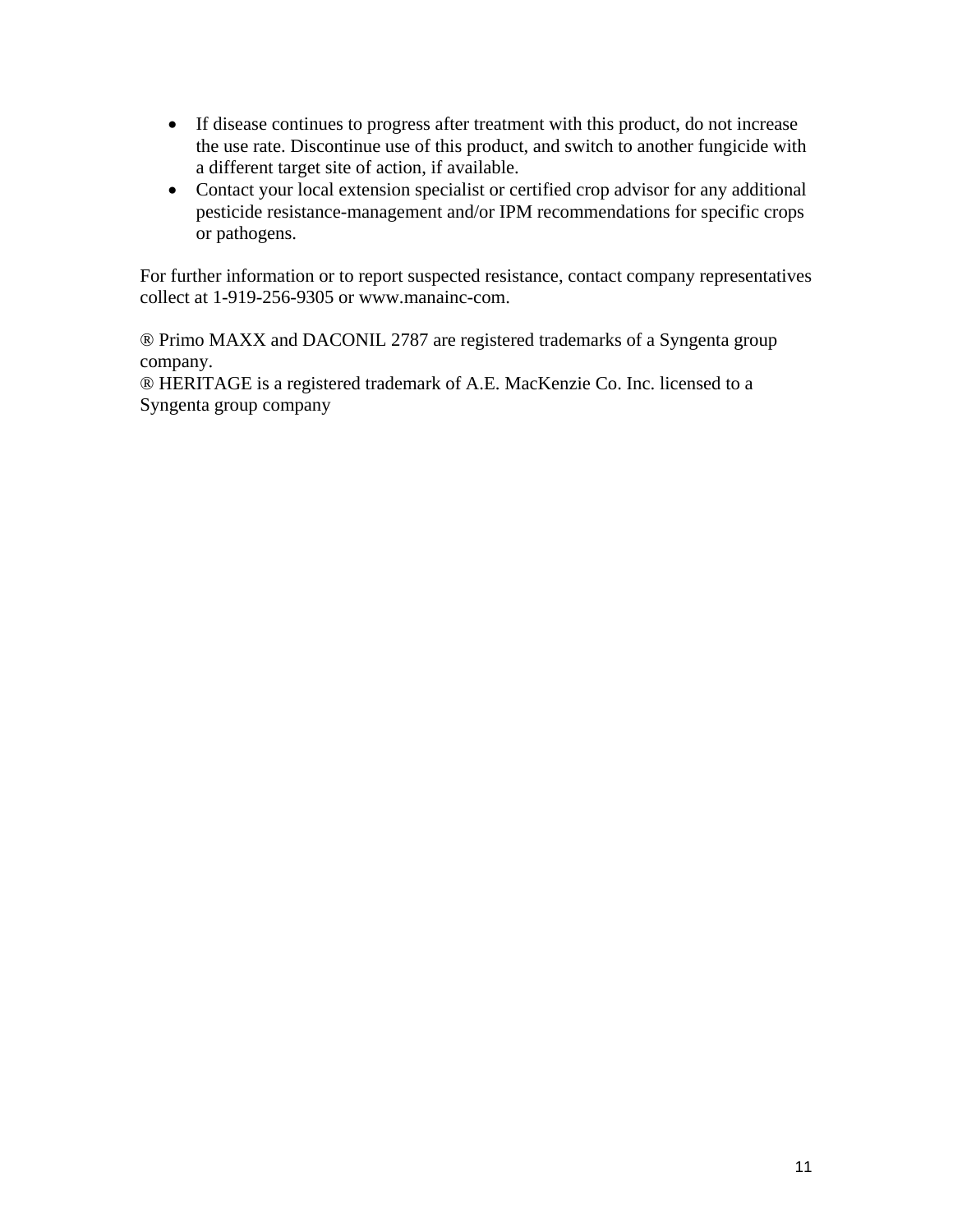- If disease continues to progress after treatment with this product, do not increase the use rate. Discontinue use of this product, and switch to another fungicide with a different target site of action, if available.
- Contact your local extension specialist or certified crop advisor for any additional pesticide resistance-management and/or IPM recommendations for specific crops or pathogens.

For further information or to report suspected resistance, contact company representatives collect at 1-919-256-9305 or www.manainc-com.

® Primo MAXX and DACONIL 2787 are registered trademarks of a Syngenta group company.
® HERITAGE is a registered trademark of A.E. MacKenzie Co. Inc. licensed to a Syngenta group company